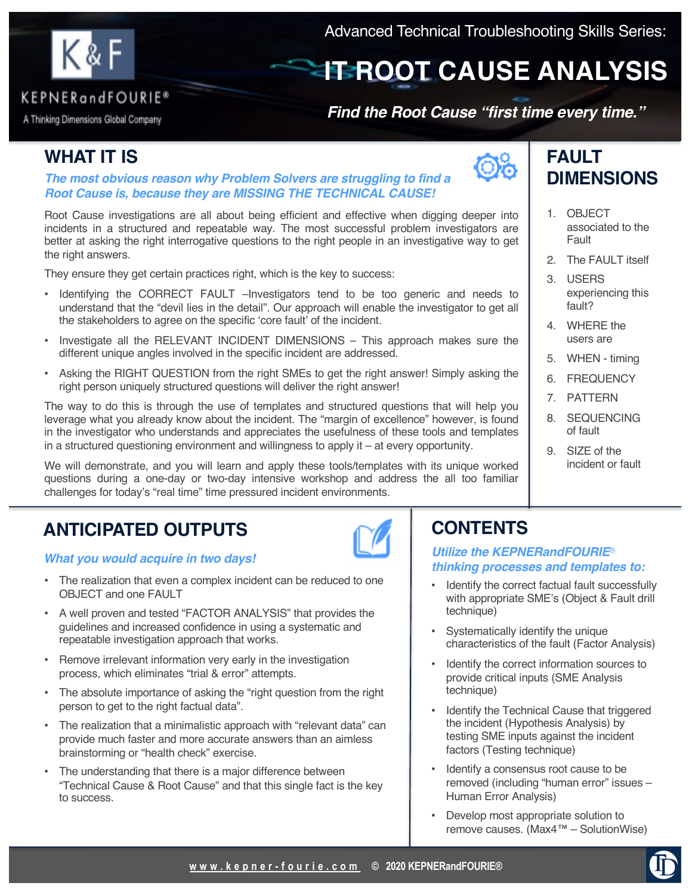KEPNERandFOURIE®

A Thinking Dimensions Global Company

Advanced Technical Troubleshooting Skills Series:

# IT ROOT CAUSE ANALYSIS

***Find the Root Cause "first time every time."***

## WHAT IT IS

***The most obvious reason why Problem Solvers are struggling to find a Root Cause is, because they are MISSING THE TECHNICAL CAUSE!***

Root Cause investigations are all about being efficient and effective when digging deeper into incidents in a structured and repeatable way. The most successful problem investigators are better at asking the right interrogative questions to the right people in an investigative way to get the right answers.

They ensure they get certain practices right, which is the key to success:

- Identifying the CORRECT FAULT –Investigators tend to be too generic and needs to understand that the "devil lies in the detail". Our approach will enable the investigator to get all the stakeholders to agree on the specific 'core fault' of the incident.
- Investigate all the RELEVANT INCIDENT DIMENSIONS – This approach makes sure the different unique angles involved in the specific incident are addressed.
- Asking the RIGHT QUESTION from the right SMEs to get the right answer! Simply asking the right person uniquely structured questions will deliver the right answer!

The way to do this is through the use of templates and structured questions that will help you leverage what you already know about the incident. The "margin of excellence" however, is found in the investigator who understands and appreciates the usefulness of these tools and templates in a structured questioning environment and willingness to apply it – at every opportunity.

We will demonstrate, and you will learn and apply these tools/templates with its unique worked questions during a one-day or two-day intensive workshop and address the all too familiar challenges for today's "real time" time pressured incident environments.

## FAULT DIMENSIONS

1. OBJECT associated to the Fault
2. The FAULT itself
3. USERS experiencing this fault?
4. WHERE the users are
5. WHEN - timing
6. FREQUENCY
7. PATTERN
8. SEQUENCING of fault
9. SIZE of the incident or fault

## ANTICIPATED OUTPUTS

***What you would acquire in two days!***

- The realization that even a complex incident can be reduced to one OBJECT and one FAULT
- A well proven and tested "FACTOR ANALYSIS" that provides the guidelines and increased confidence in using a systematic and repeatable investigation approach that works.
- Remove irrelevant information very early in the investigation process, which eliminates "trial & error" attempts.
- The absolute importance of asking the "right question from the right person to get to the right factual data".
- The realization that a minimalistic approach with "relevant data" can provide much faster and more accurate answers than an aimless brainstorming or "health check" exercise.
- The understanding that there is a major difference between "Technical Cause & Root Cause" and that this single fact is the key to success.

## CONTENTS

***Utilize the KEPNERandFOURIE® thinking processes and templates to:***

- Identify the correct factual fault successfully with appropriate SME's (Object & Fault drill technique)
- Systematically identify the unique characteristics of the fault (Factor Analysis)
- Identify the correct information sources to provide critical inputs (SME Analysis technique)
- Identify the Technical Cause that triggered the incident (Hypothesis Analysis) by testing SME inputs against the incident factors (Testing technique)
- Identify a consensus root cause to be removed (including "human error" issues – Human Error Analysis)
- Develop most appropriate solution to remove causes. (Max4™ – SolutionWise)

www.kepner-fourie.com © 2020 KEPNERandFOURIE®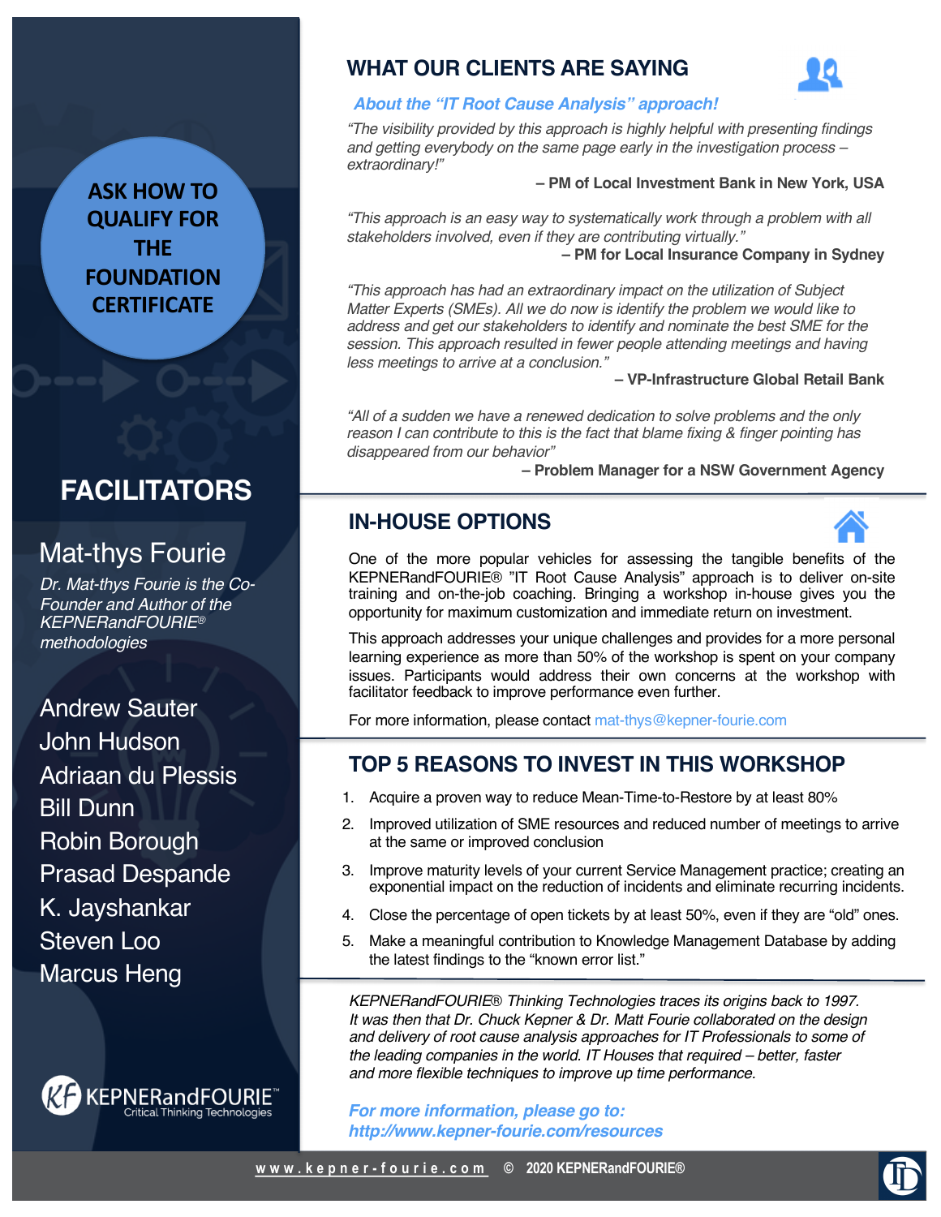ASK HOW TO QUALIFY FOR THE FOUNDATION CERTIFICATE

## FACILITATORS

### Mat-thys Fourie

*Dr. Mat-thys Fourie is the Co-Founder and Author of the KEPNERandFOURIE® methodologies*

Andrew Sauter
John Hudson
Adriaan du Plessis
Bill Dunn
Robin Borough
Prasad Despande
K. Jayshankar
Steven Loo
Marcus Heng

KEPNERandFOURIE™ Critical Thinking Technologies

## WHAT OUR CLIENTS ARE SAYING

***About the "IT Root Cause Analysis" approach!***

*"The visibility provided by this approach is highly helpful with presenting findings and getting everybody on the same page early in the investigation process – extraordinary!"*

**– PM of Local Investment Bank in New York, USA**

*"This approach is an easy way to systematically work through a problem with all stakeholders involved, even if they are contributing virtually."*

**– PM for Local Insurance Company in Sydney**

*"This approach has had an extraordinary impact on the utilization of Subject Matter Experts (SMEs). All we do now is identify the problem we would like to address and get our stakeholders to identify and nominate the best SME for the session. This approach resulted in fewer people attending meetings and having less meetings to arrive at a conclusion."*

**– VP-Infrastructure Global Retail Bank**

*"All of a sudden we have a renewed dedication to solve problems and the only reason I can contribute to this is the fact that blame fixing & finger pointing has disappeared from our behavior"*

**– Problem Manager for a NSW Government Agency**

## IN-HOUSE OPTIONS

One of the more popular vehicles for assessing the tangible benefits of the KEPNERandFOURIE® "IT Root Cause Analysis" approach is to deliver on-site training and on-the-job coaching. Bringing a workshop in-house gives you the opportunity for maximum customization and immediate return on investment.

This approach addresses your unique challenges and provides for a more personal learning experience as more than 50% of the workshop is spent on your company issues. Participants would address their own concerns at the workshop with facilitator feedback to improve performance even further.

For more information, please contact mat-thys@kepner-fourie.com

## TOP 5 REASONS TO INVEST IN THIS WORKSHOP

1. Acquire a proven way to reduce Mean-Time-to-Restore by at least 80%
2. Improved utilization of SME resources and reduced number of meetings to arrive at the same or improved conclusion
3. Improve maturity levels of your current Service Management practice; creating an exponential impact on the reduction of incidents and eliminate recurring incidents.
4. Close the percentage of open tickets by at least 50%, even if they are "old" ones.
5. Make a meaningful contribution to Knowledge Management Database by adding the latest findings to the "known error list."

*KEPNERandFOURIE® Thinking Technologies traces its origins back to 1997. It was then that Dr. Chuck Kepner & Dr. Matt Fourie collaborated on the design and delivery of root cause analysis approaches for IT Professionals to some of the leading companies in the world. IT Houses that required – better, faster and more flexible techniques to improve up time performance.*

***For more information, please go to: http://www.kepner-fourie.com/resources***

www.kepner-fourie.com © 2020 KEPNERandFOURIE®